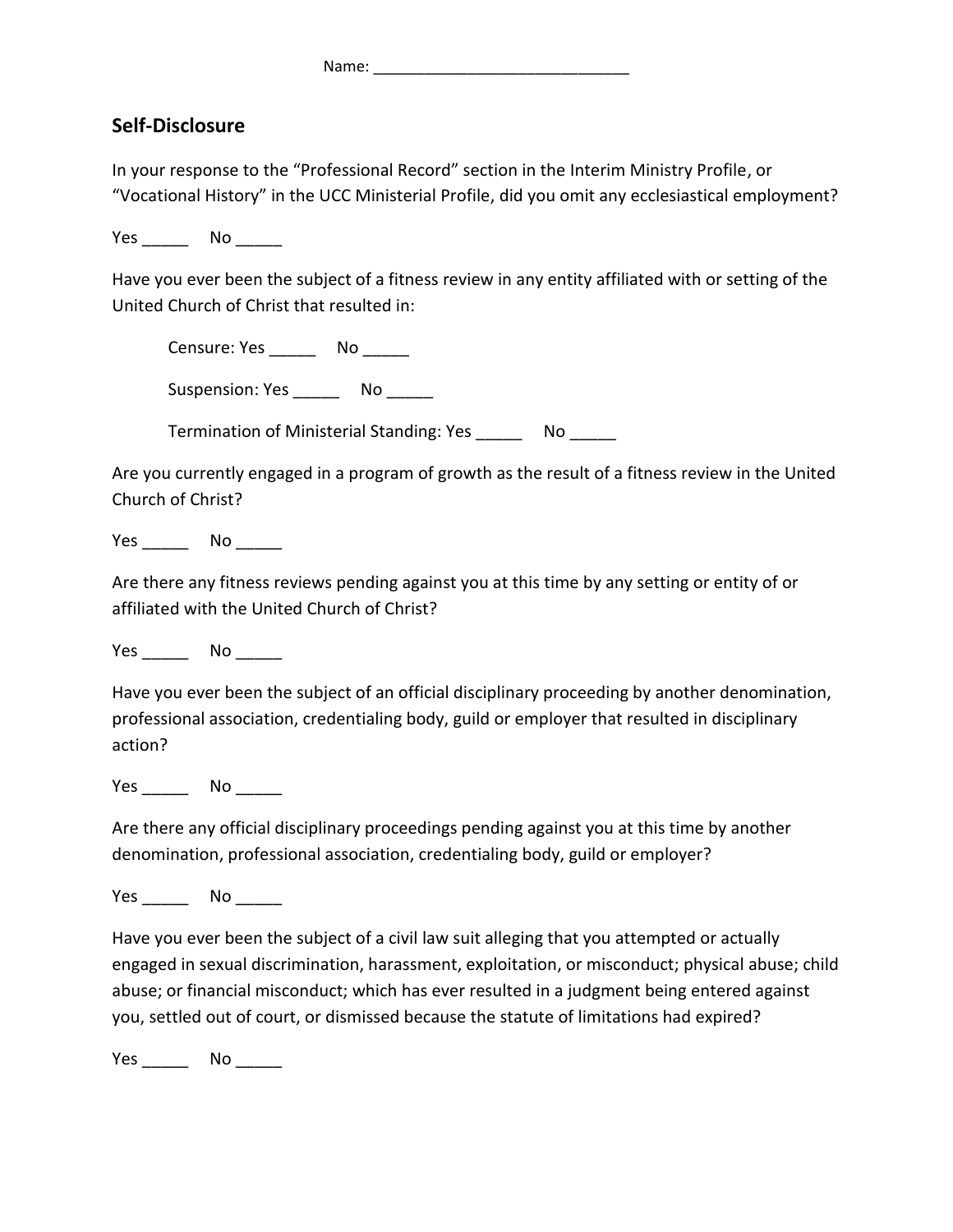Name: ______________________________

## Self-Disclosure

In your response to the “Professional Record” section in the Interim Ministry Profile, or “Vocational History” in the UCC Ministerial Profile, did you omit any ecclesiastical employment?

Yes _____ No _____

Have you ever been the subject of a fitness review in any entity affiliated with or setting of the United Church of Christ that resulted in:

Censure: Yes _____ No _____

Suspension: Yes _____ No _____

Termination of Ministerial Standing: Yes _____ No _____

Are you currently engaged in a program of growth as the result of a fitness review in the United Church of Christ?

Yes _____ No _____

Are there any fitness reviews pending against you at this time by any setting or entity of or affiliated with the United Church of Christ?

Yes _____ No _____

Have you ever been the subject of an official disciplinary proceeding by another denomination, professional association, credentialing body, guild or employer that resulted in disciplinary action?

Yes _____ No _____

Are there any official disciplinary proceedings pending against you at this time by another denomination, professional association, credentialing body, guild or employer?

Yes _____ No _____

Have you ever been the subject of a civil law suit alleging that you attempted or actually engaged in sexual discrimination, harassment, exploitation, or misconduct; physical abuse; child abuse; or financial misconduct; which has ever resulted in a judgment being entered against you, settled out of court, or dismissed because the statute of limitations had expired?

Yes _____ No _____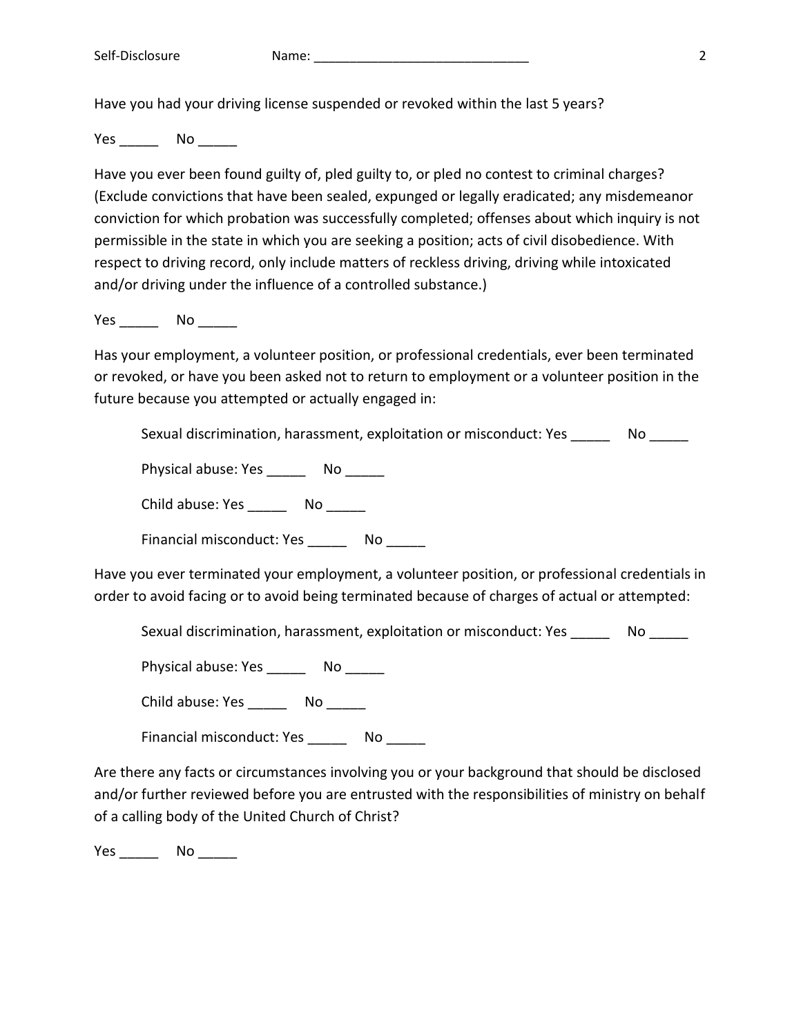Have you had your driving license suspended or revoked within the last 5 years?

Yes _____ No _____

Have you ever been found guilty of, pled guilty to, or pled no contest to criminal charges? (Exclude convictions that have been sealed, expunged or legally eradicated; any misdemeanor conviction for which probation was successfully completed; offenses about which inquiry is not permissible in the state in which you are seeking a position; acts of civil disobedience. With respect to driving record, only include matters of reckless driving, driving while intoxicated and/or driving under the influence of a controlled substance.)

Yes _____ No _____

Has your employment, a volunteer position, or professional credentials, ever been terminated or revoked, or have you been asked not to return to employment or a volunteer position in the future because you attempted or actually engaged in:

Sexual discrimination, harassment, exploitation or misconduct: Yes _____ No _____

Physical abuse: Yes _____ No _____

Child abuse: Yes _____ No _____

Financial misconduct: Yes _____ No _____

Have you ever terminated your employment, a volunteer position, or professional credentials in order to avoid facing or to avoid being terminated because of charges of actual or attempted:

Sexual discrimination, harassment, exploitation or misconduct: Yes _____ No _____

Physical abuse: Yes _____ No _____

Child abuse: Yes _____ No _____

Financial misconduct: Yes _____ No _____

Are there any facts or circumstances involving you or your background that should be disclosed and/or further reviewed before you are entrusted with the responsibilities of ministry on behalf of a calling body of the United Church of Christ?

Yes _____ No _____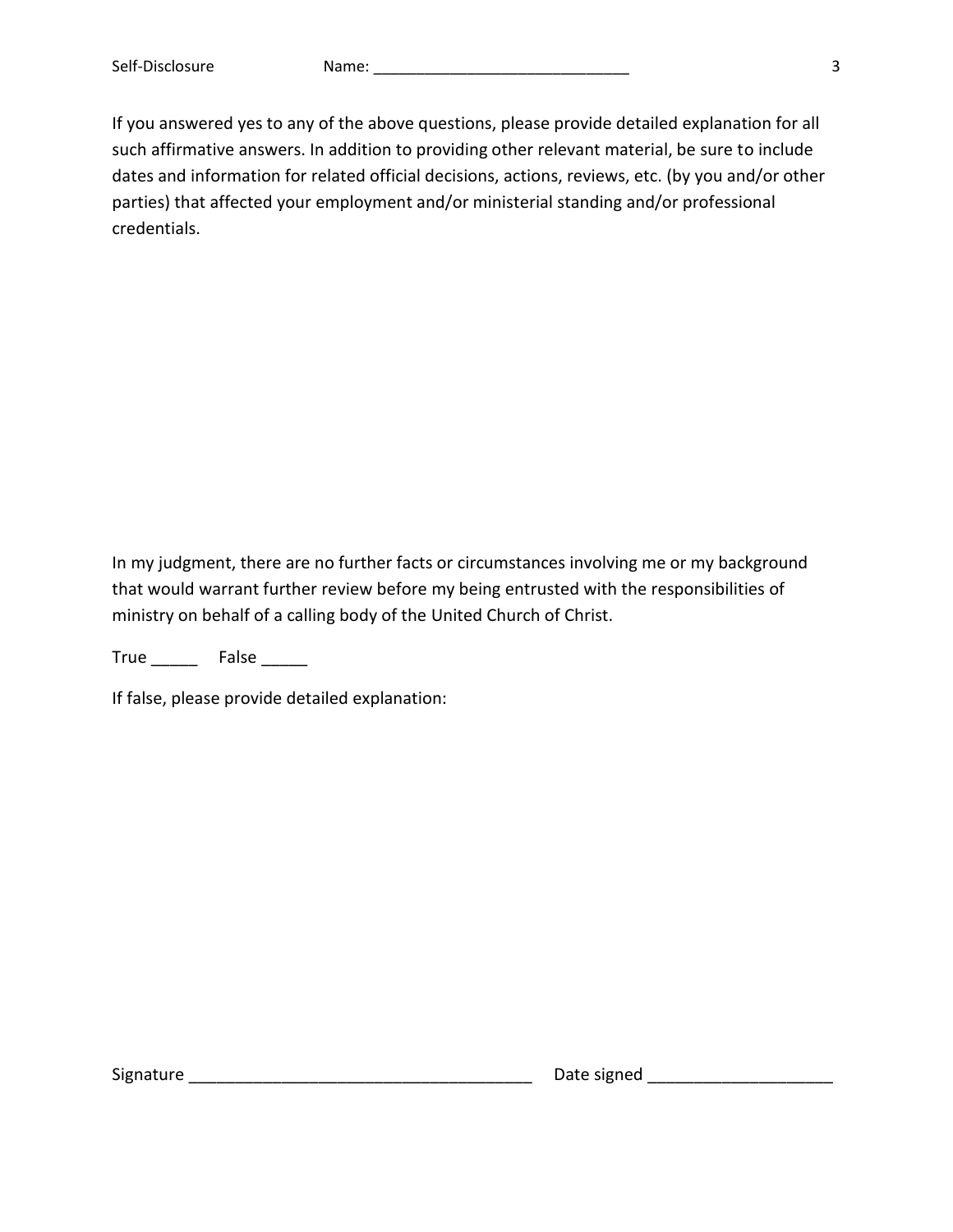If you answered yes to any of the above questions, please provide detailed explanation for all such affirmative answers. In addition to providing other relevant material, be sure to include dates and information for related official decisions, actions, reviews, etc. (by you and/or other parties) that affected your employment and/or ministerial standing and/or professional credentials.

In my judgment, there are no further facts or circumstances involving me or my background that would warrant further review before my being entrusted with the responsibilities of ministry on behalf of a calling body of the United Church of Christ.

True _____ False _____

If false, please provide detailed explanation:

Signature ______________________________________ Date signed ____________________